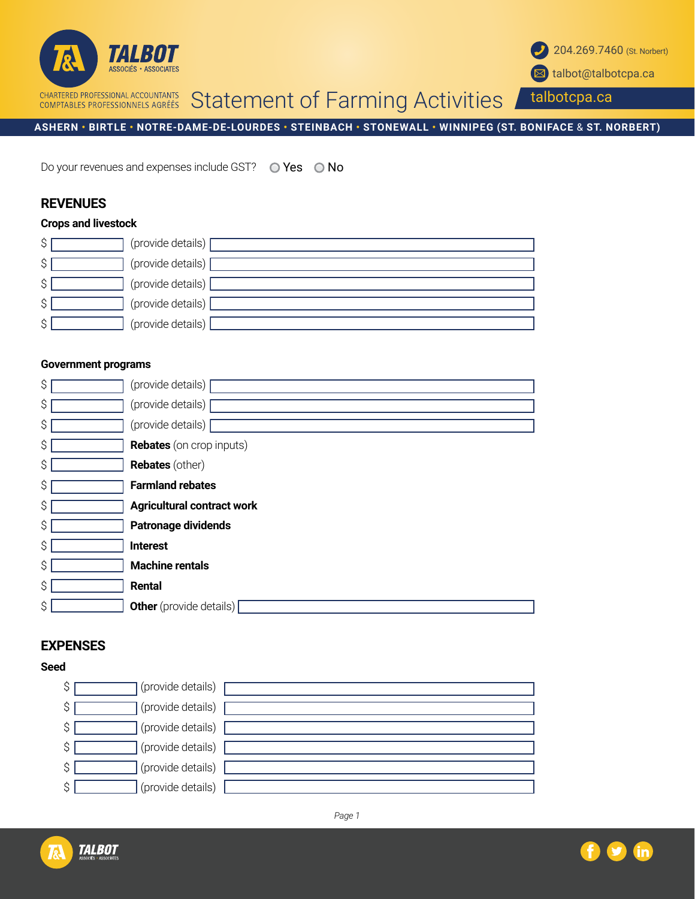**TALBOT** ASSOCIÉS • ASSOCIATES

CHARTERED PROFESSIONAL ACCOUNTANTS
COMPTABLES PROFESSIONNELS AGRÉÉS

# Statement of Farming Activities

204.269.7460 (St. Norbert)
talbot@talbotcpa.ca
talbotcpa.ca

ASHERN • BIRTLE • NOTRE-DAME-DE-LOURDES • STEINBACH • STONEWALL • WINNIPEG (ST. BONIFACE & ST. NORBERT)

Do your revenues and expenses include GST? ○ Yes ○ No

## REVENUES

### Crops and livestock

$ ______ (provide details) ______

$ ______ (provide details) ______

$ ______ (provide details) ______

$ ______ (provide details) ______

$ ______ (provide details) ______

### Government programs

$ ______ (provide details) ______

$ ______ (provide details) ______

$ ______ (provide details) ______

$ ______ **Rebates** (on crop inputs)

$ ______ **Rebates** (other)

$ ______ **Farmland rebates**

$ ______ **Agricultural contract work**

$ ______ **Patronage dividends**

$ ______ **Interest**

$ ______ **Machine rentals**

$ ______ **Rental**

$ ______ **Other** (provide details) ______

## EXPENSES

### Seed

$ ______ (provide details) ______

$ ______ (provide details) ______

$ ______ (provide details) ______

$ ______ (provide details) ______

$ ______ (provide details) ______

$ ______ (provide details) ______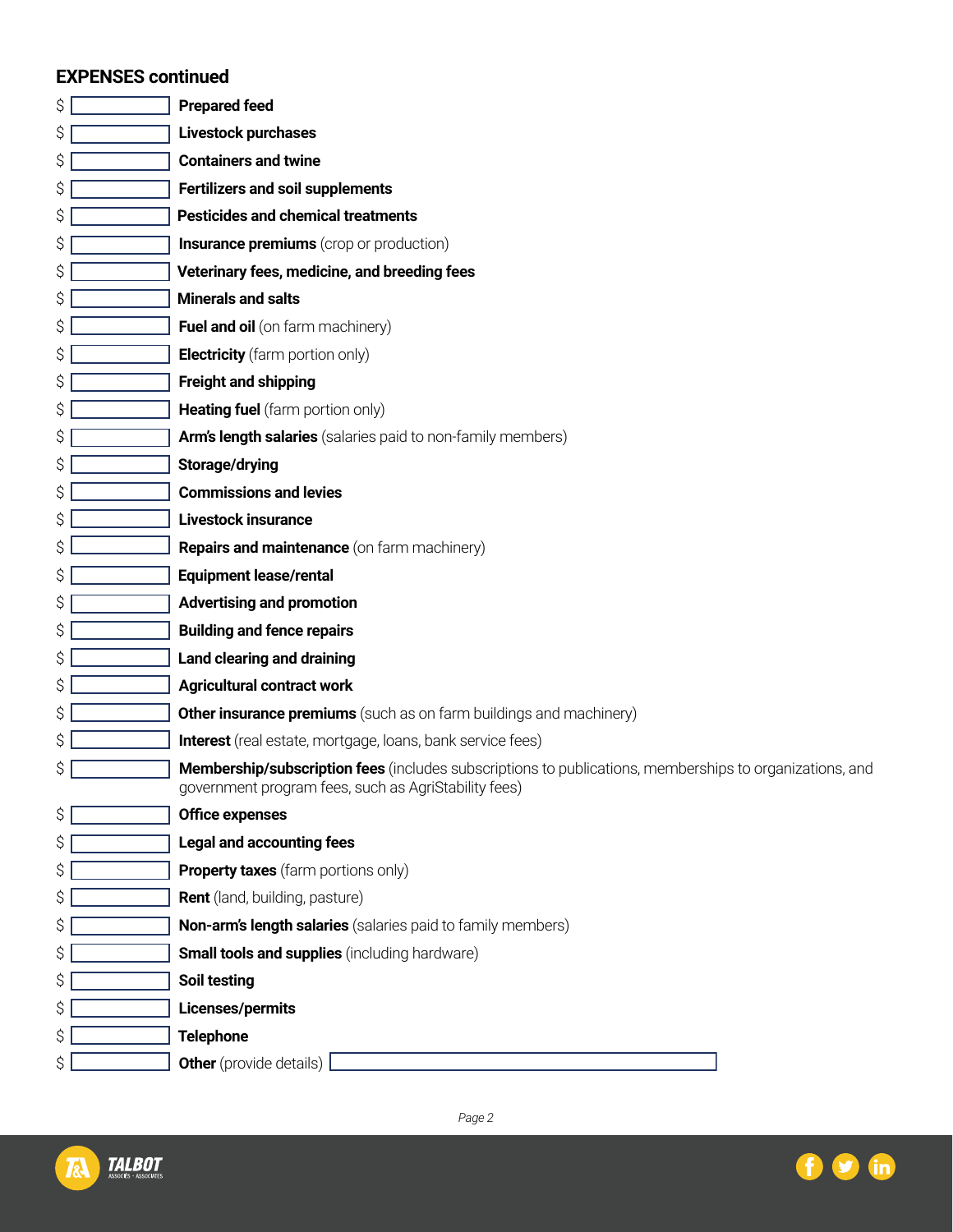### EXPENSES continued

$ ________ **Prepared feed**

$ ________ **Livestock purchases**

$ ________ **Containers and twine**

$ ________ **Fertilizers and soil supplements**

$ ________ **Pesticides and chemical treatments**

$ ________ **Insurance premiums** (crop or production)

$ ________ **Veterinary fees, medicine, and breeding fees**

$ ________ **Minerals and salts**

$ ________ **Fuel and oil** (on farm machinery)

$ ________ **Electricity** (farm portion only)

$ ________ **Freight and shipping**

$ ________ **Heating fuel** (farm portion only)

$ ________ **Arm's length salaries** (salaries paid to non-family members)

$ ________ **Storage/drying**

$ ________ **Commissions and levies**

$ ________ **Livestock insurance**

$ ________ **Repairs and maintenance** (on farm machinery)

$ ________ **Equipment lease/rental**

$ ________ **Advertising and promotion**

$ ________ **Building and fence repairs**

$ ________ **Land clearing and draining**

$ ________ **Agricultural contract work**

$ ________ **Other insurance premiums** (such as on farm buildings and machinery)

$ ________ **Interest** (real estate, mortgage, loans, bank service fees)

$ ________ **Membership/subscription fees** (includes subscriptions to publications, memberships to organizations, and government program fees, such as AgriStability fees)

$ ________ **Office expenses**

$ ________ **Legal and accounting fees**

$ ________ **Property taxes** (farm portions only)

$ ________ **Rent** (land, building, pasture)

$ ________ **Non-arm's length salaries** (salaries paid to family members)

$ ________ **Small tools and supplies** (including hardware)

$ ________ **Soil testing**

$ ________ **Licenses/permits**

$ ________ **Telephone**

$ ________ **Other** (provide details) ________________________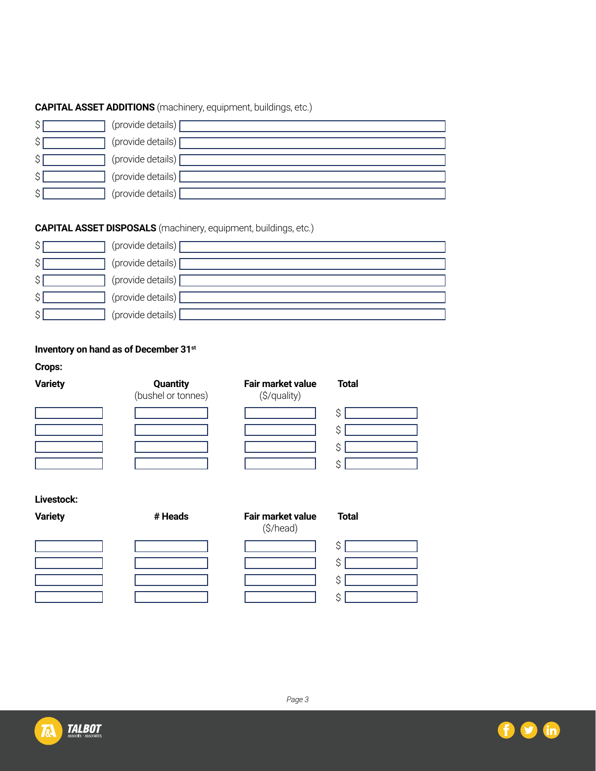**CAPITAL ASSET ADDITIONS** (machinery, equipment, buildings, etc.)

$ ______ (provide details) ______

$ ______ (provide details) ______

$ ______ (provide details) ______

$ ______ (provide details) ______

$ ______ (provide details) ______

**CAPITAL ASSET DISPOSALS** (machinery, equipment, buildings, etc.)

$ ______ (provide details) ______

$ ______ (provide details) ______

$ ______ (provide details) ______

$ ______ (provide details) ______

$ ______ (provide details) ______

**Inventory on hand as of December 31st**

**Crops:**

| **Variety** | **Quantity** (bushel or tonnes) | **Fair market value** ($/quality) | **Total** |
|---|---|---|---|
| | | | $ |
| | | | $ |
| | | | $ |
| | | | $ |

**Livestock:**

| **Variety** | **# Heads** | **Fair market value** ($/head) | **Total** |
|---|---|---|---|
| | | | $ |
| | | | $ |
| | | | $ |
| | | | $ |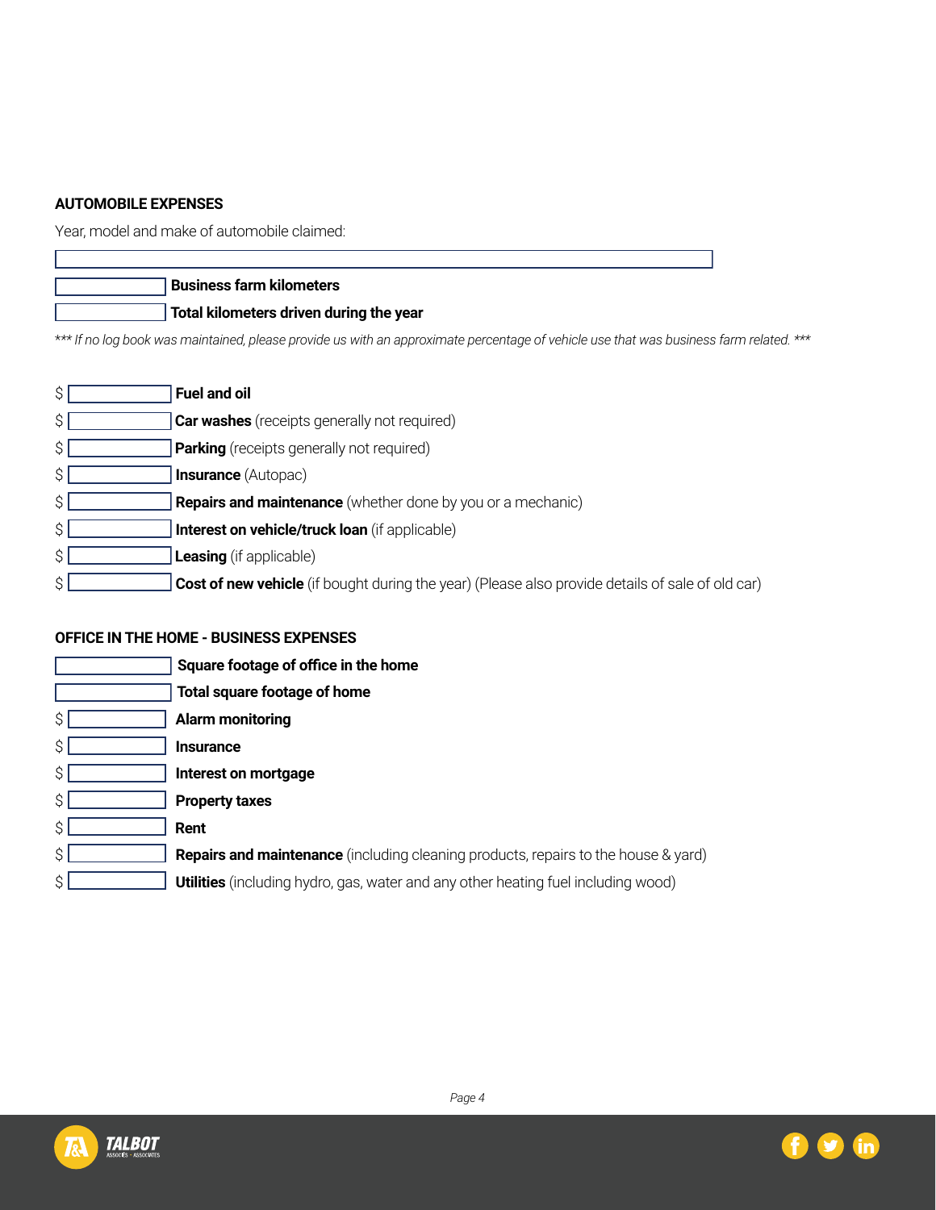## AUTOMOBILE EXPENSES

Year, model and make of automobile claimed:

______________________________

______ **Business farm kilometers**

______ **Total kilometers driven during the year**

*\*\*\* If no log book was maintained, please provide us with an approximate percentage of vehicle use that was business farm related. \*\*\**

$ ______ **Fuel and oil**

$ ______ **Car washes** (receipts generally not required)

$ ______ **Parking** (receipts generally not required)

$ ______ **Insurance** (Autopac)

$ ______ **Repairs and maintenance** (whether done by you or a mechanic)

$ ______ **Interest on vehicle/truck loan** (if applicable)

$ ______ **Leasing** (if applicable)

$ ______ **Cost of new vehicle** (if bought during the year) (Please also provide details of sale of old car)

## OFFICE IN THE HOME - BUSINESS EXPENSES

______ **Square footage of office in the home**

______ **Total square footage of home**

$ ______ **Alarm monitoring**

$ ______ **Insurance**

$ ______ **Interest on mortgage**

$ ______ **Property taxes**

$ ______ **Rent**

$ ______ **Repairs and maintenance** (including cleaning products, repairs to the house & yard)

$ ______ **Utilities** (including hydro, gas, water and any other heating fuel including wood)